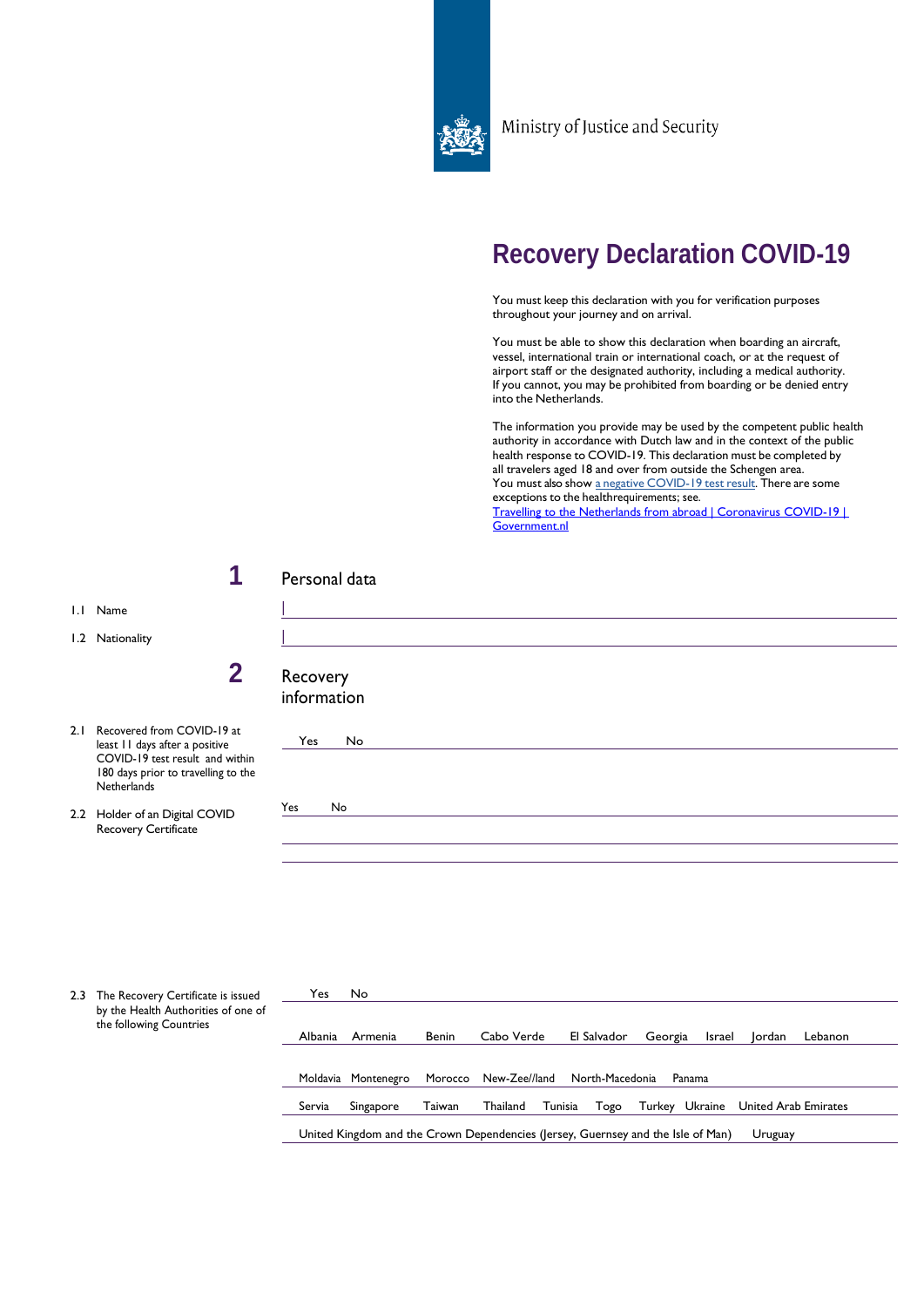Ministry of Justice and Security

# Recovery Declaration COVID-19

You must keep this declaration with you for verification purposes throughout your journey and on arrival.

You must be able to show this declaration when boarding an aircraft, vessel, international train or international coach, or at the request of airport staff or the designated authority, including a medical authority. If you cannot, you may be prohibited from boarding or be denied entry into the Netherlands.

The information you provide may be used by the competent public health authority in accordance with Dutch law and in the context of the public health response to COVID-19. This declaration must be completed by all travelers aged 18 and over from outside the Schengen area.
You must also show a negative COVID-19 test result. There are some exceptions to the healthrequirements; see.
Travelling to the Netherlands from abroad | Coronavirus COVID-19 | Government.nl

## 1 Personal data

1.1 Name

1.2 Nationality

## 2 Recovery information

2.1 Recovered from COVID-19 at least 11 days after a positive COVID-19 test result and within 180 days prior to travelling to the Netherlands

Yes No

2.2 Holder of an Digital COVID Recovery Certificate

Yes No

2.3 The Recovery Certificate is issued by the Health Authorities of one of the following Countries

Yes No

Albania Armenia Benin Cabo Verde El Salvador Georgia Israel Jordan Lebanon

Moldavia Montenegro Morocco New-Zee//land North-Macedonia Panama

Servia Singapore Taiwan Thailand Tunisia Togo Turkey Ukraine United Arab Emirates

United Kingdom and the Crown Dependencies (Jersey, Guernsey and the Isle of Man) Uruguay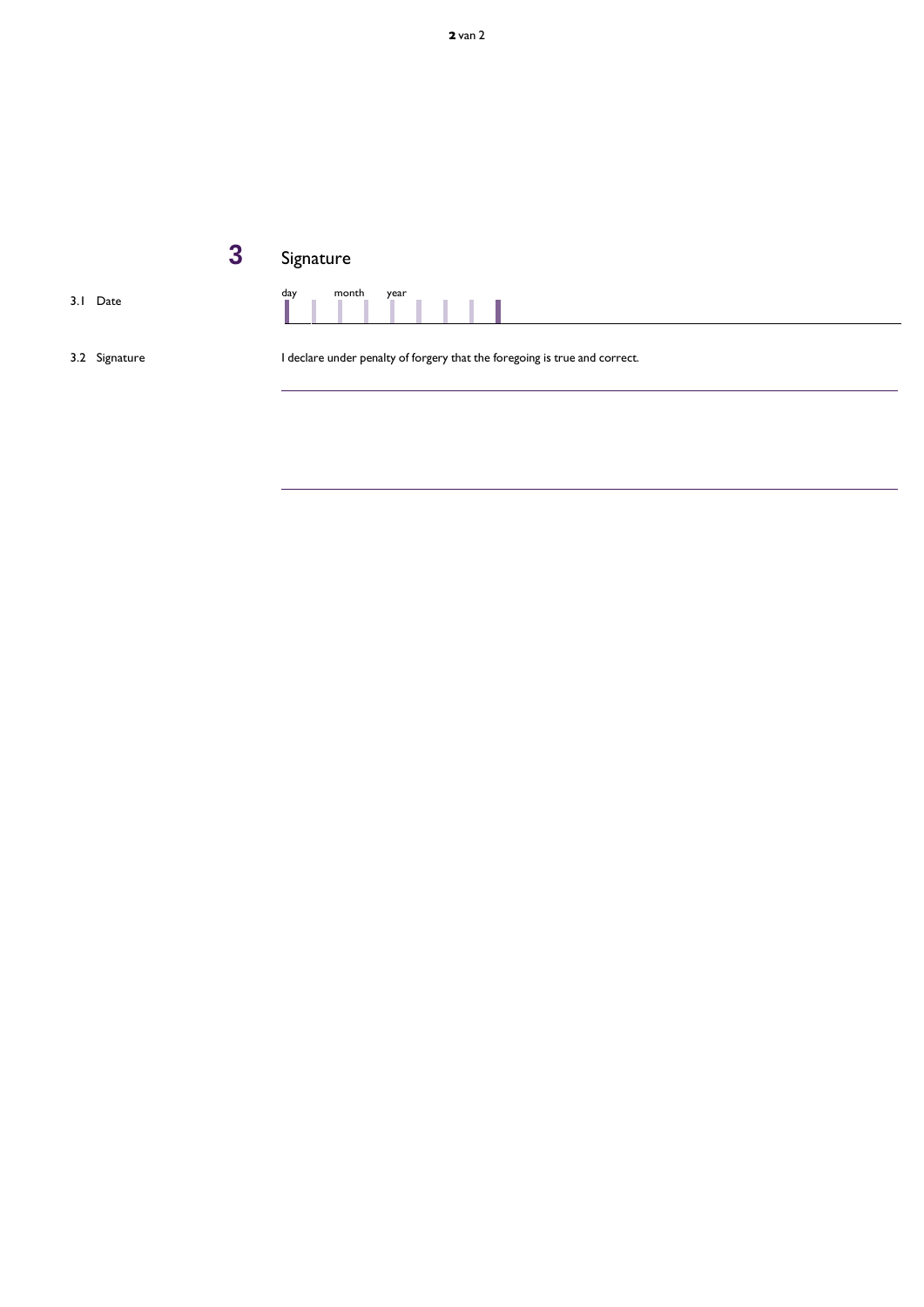## 3 Signature

3.1 Date

day month year

3.2 Signature

I declare under penalty of forgery that the foregoing is true and correct.